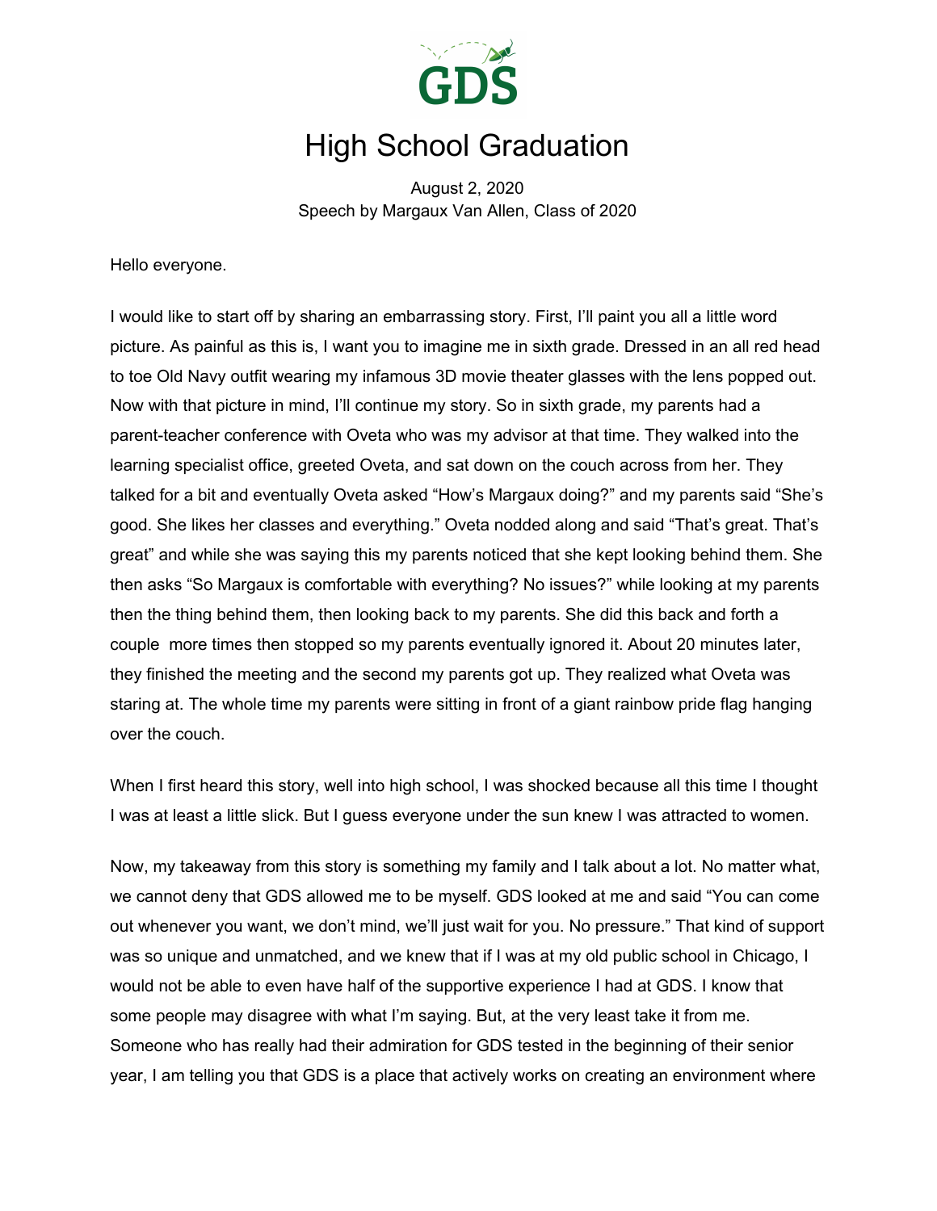# High School Graduation

August 2, 2020
Speech by Margaux Van Allen, Class of 2020

Hello everyone.

I would like to start off by sharing an embarrassing story. First, I'll paint you all a little word picture. As painful as this is, I want you to imagine me in sixth grade. Dressed in an all red head to toe Old Navy outfit wearing my infamous 3D movie theater glasses with the lens popped out. Now with that picture in mind, I'll continue my story. So in sixth grade, my parents had a parent-teacher conference with Oveta who was my advisor at that time. They walked into the learning specialist office, greeted Oveta, and sat down on the couch across from her. They talked for a bit and eventually Oveta asked "How's Margaux doing?" and my parents said "She's good. She likes her classes and everything." Oveta nodded along and said "That's great. That's great" and while she was saying this my parents noticed that she kept looking behind them. She then asks "So Margaux is comfortable with everything? No issues?" while looking at my parents then the thing behind them, then looking back to my parents. She did this back and forth a couple more times then stopped so my parents eventually ignored it. About 20 minutes later, they finished the meeting and the second my parents got up. They realized what Oveta was staring at. The whole time my parents were sitting in front of a giant rainbow pride flag hanging over the couch.

When I first heard this story, well into high school, I was shocked because all this time I thought I was at least a little slick. But I guess everyone under the sun knew I was attracted to women.

Now, my takeaway from this story is something my family and I talk about a lot. No matter what, we cannot deny that GDS allowed me to be myself. GDS looked at me and said "You can come out whenever you want, we don't mind, we'll just wait for you. No pressure." That kind of support was so unique and unmatched, and we knew that if I was at my old public school in Chicago, I would not be able to even have half of the supportive experience I had at GDS. I know that some people may disagree with what I'm saying. But, at the very least take it from me. Someone who has really had their admiration for GDS tested in the beginning of their senior year, I am telling you that GDS is a place that actively works on creating an environment where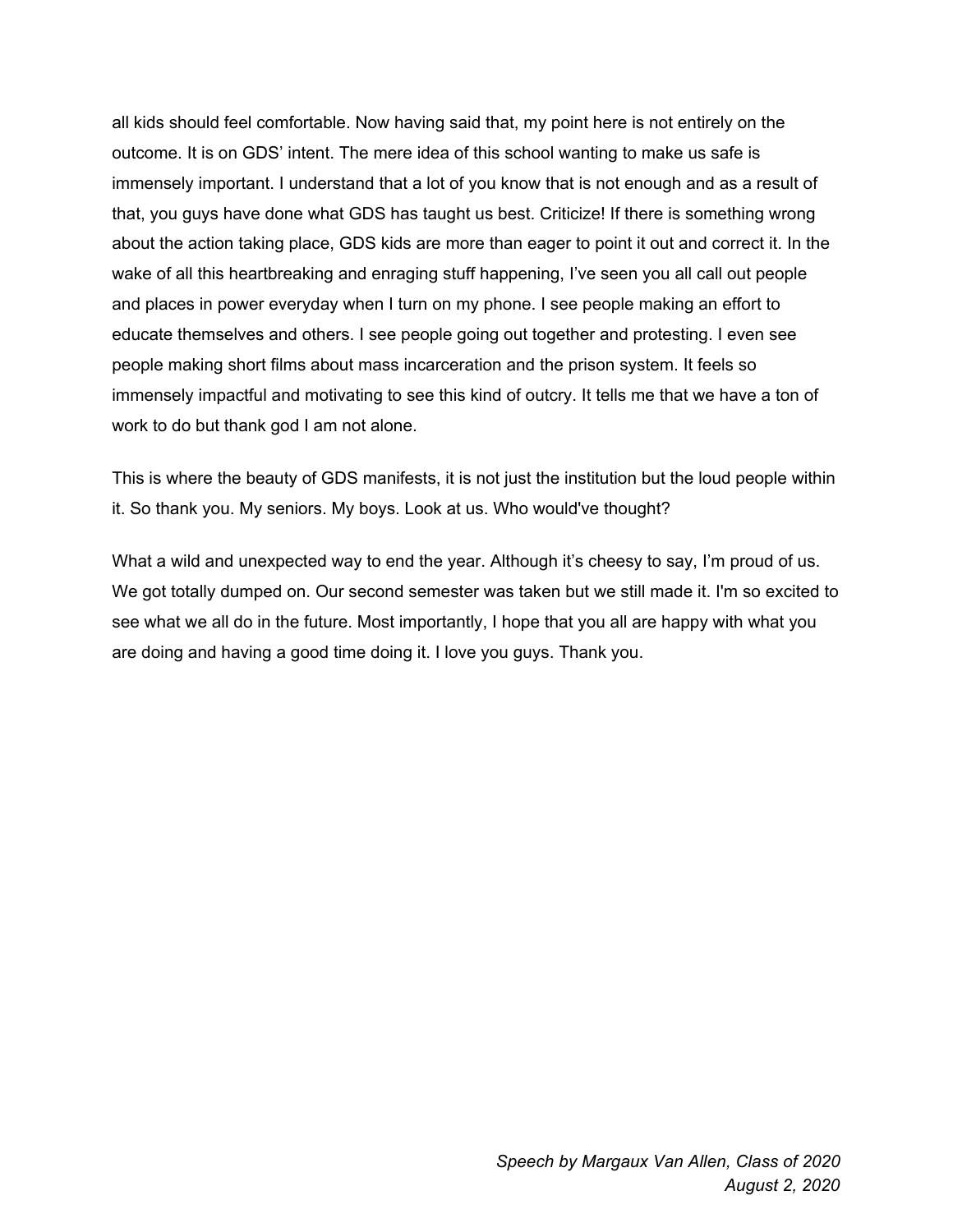all kids should feel comfortable. Now having said that, my point here is not entirely on the outcome. It is on GDS' intent. The mere idea of this school wanting to make us safe is immensely important. I understand that a lot of you know that is not enough and as a result of that, you guys have done what GDS has taught us best. Criticize! If there is something wrong about the action taking place, GDS kids are more than eager to point it out and correct it. In the wake of all this heartbreaking and enraging stuff happening, I've seen you all call out people and places in power everyday when I turn on my phone. I see people making an effort to educate themselves and others. I see people going out together and protesting. I even see people making short films about mass incarceration and the prison system. It feels so immensely impactful and motivating to see this kind of outcry. It tells me that we have a ton of work to do but thank god I am not alone.

This is where the beauty of GDS manifests, it is not just the institution but the loud people within it. So thank you. My seniors. My boys. Look at us. Who would've thought?

What a wild and unexpected way to end the year. Although it's cheesy to say, I'm proud of us. We got totally dumped on. Our second semester was taken but we still made it. I'm so excited to see what we all do in the future. Most importantly, I hope that you all are happy with what you are doing and having a good time doing it. I love you guys. Thank you.

*Speech by Margaux Van Allen, Class of 2020*
*August 2, 2020*